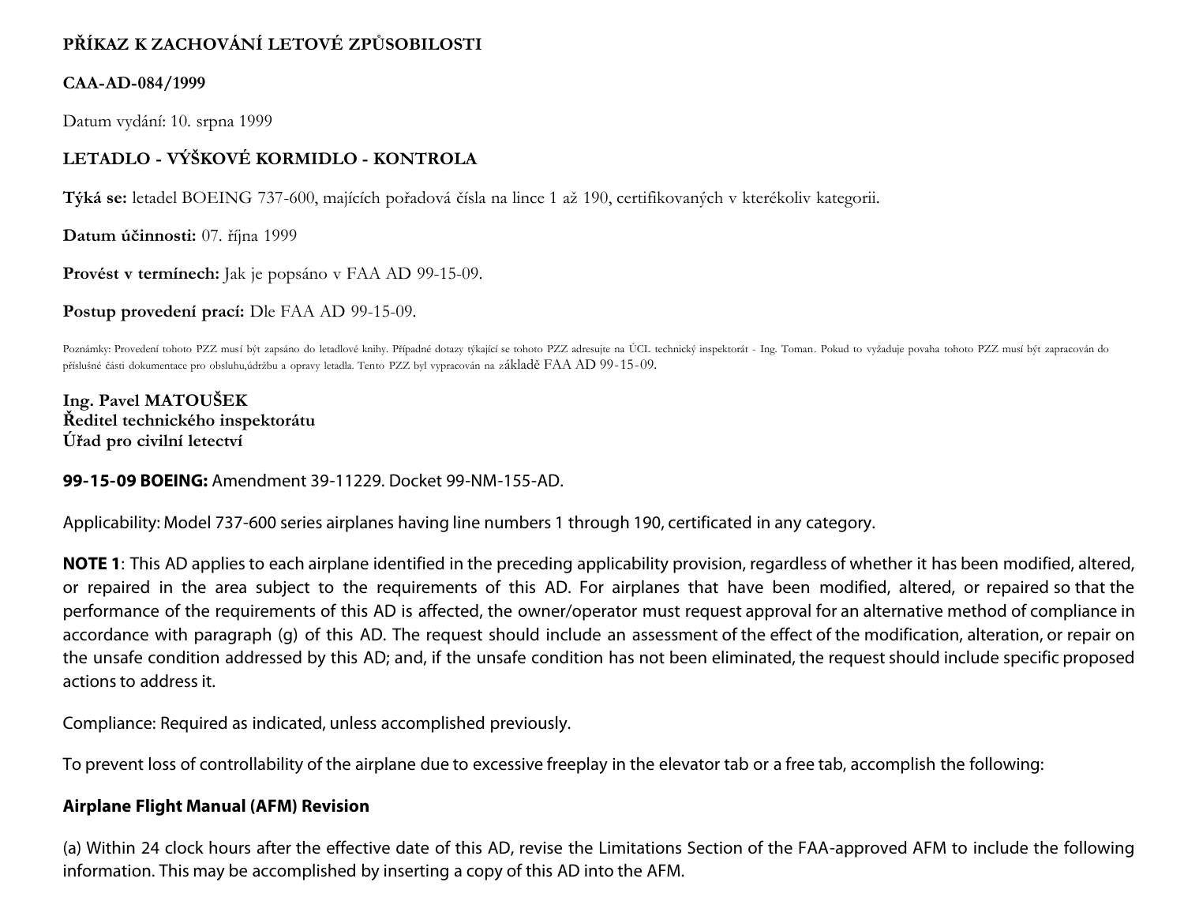**PŘÍKAZ K ZACHOVÁNÍ LETOVÉ ZPŮSOBILOSTI**

**CAA-AD-084/1999**

Datum vydání: 10. srpna 1999

**LETADLO - VÝŠKOVÉ KORMIDLO - KONTROLA**

**Týká se:** letadel BOEING 737-600, majících pořadová čísla na lince 1 až 190, certifikovaných v kterékoliv kategorii.

**Datum účinnosti:** 07. října 1999

**Provést v termínech:** Jak je popsáno v FAA AD 99-15-09.

**Postup provedení prací:** Dle FAA AD 99-15-09.

Poznámky: Provedení tohoto PZZ musí být zapsáno do letadlové knihy. Případné dotazy týkající se tohoto PZZ adresujte na ÚCL technický inspektorát - Ing. Toman. Pokud to vyžaduje povaha tohoto PZZ musí být zapracován do příslušné části dokumentace pro obsluhu,údržbu a opravy letadla. Tento PZZ byl vypracován na základě FAA AD 99-15-09.

**Ing. Pavel MATOUŠEK**
**Ředitel technického inspektorátu**
**Úřad pro civilní letectví**

**99-15-09 BOEING:** Amendment 39-11229. Docket 99-NM-155-AD.

Applicability: Model 737-600 series airplanes having line numbers 1 through 190, certificated in any category.

**NOTE 1**: This AD applies to each airplane identified in the preceding applicability provision, regardless of whether it has been modified, altered, or repaired in the area subject to the requirements of this AD. For airplanes that have been modified, altered, or repaired so that the performance of the requirements of this AD is affected, the owner/operator must request approval for an alternative method of compliance in accordance with paragraph (g) of this AD. The request should include an assessment of the effect of the modification, alteration, or repair on the unsafe condition addressed by this AD; and, if the unsafe condition has not been eliminated, the request should include specific proposed actions to address it.

Compliance: Required as indicated, unless accomplished previously.

To prevent loss of controllability of the airplane due to excessive freeplay in the elevator tab or a free tab, accomplish the following:

**Airplane Flight Manual (AFM) Revision**

(a) Within 24 clock hours after the effective date of this AD, revise the Limitations Section of the FAA-approved AFM to include the following information. This may be accomplished by inserting a copy of this AD into the AFM.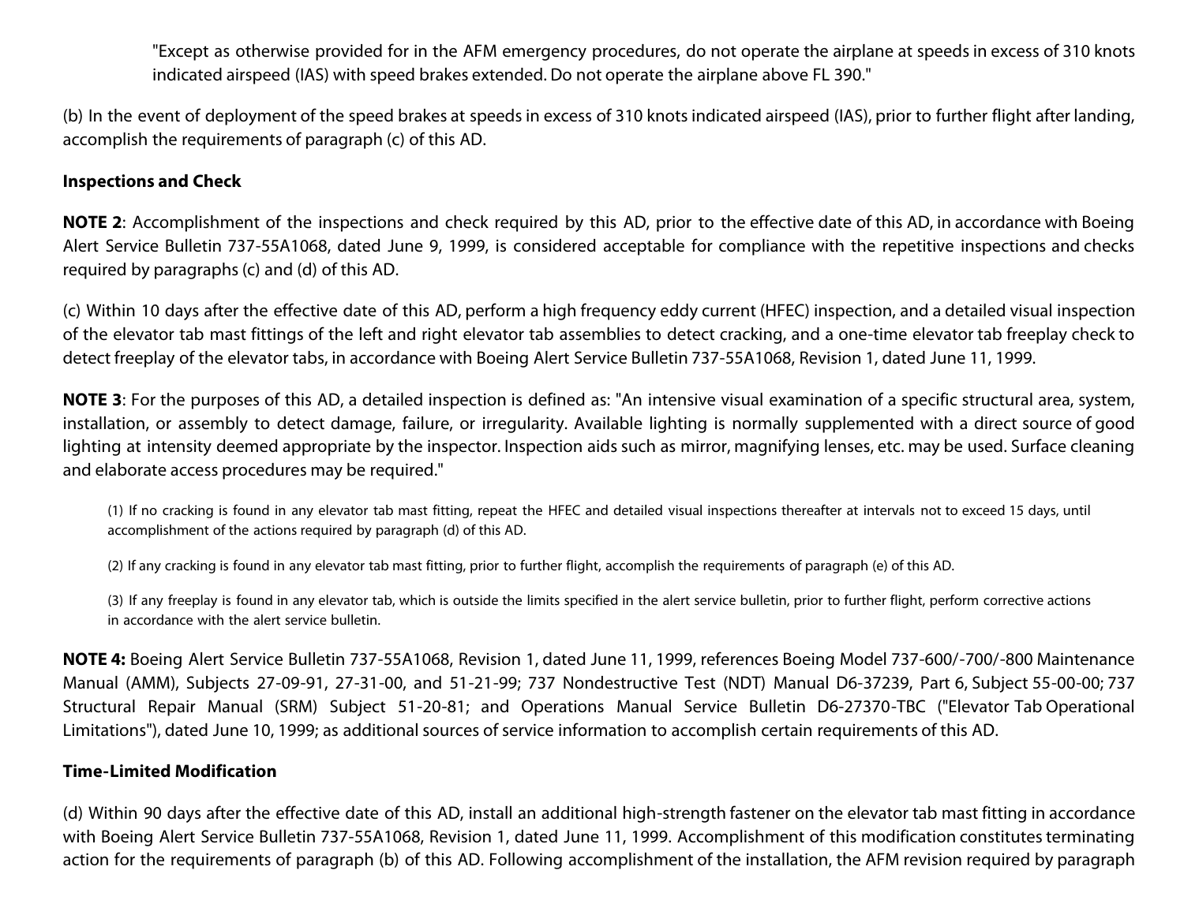"Except as otherwise provided for in the AFM emergency procedures, do not operate the airplane at speeds in excess of 310 knots indicated airspeed (IAS) with speed brakes extended. Do not operate the airplane above FL 390."

(b) In the event of deployment of the speed brakes at speeds in excess of 310 knots indicated airspeed (IAS), prior to further flight after landing, accomplish the requirements of paragraph (c) of this AD.

**Inspections and Check**

**NOTE 2**: Accomplishment of the inspections and check required by this AD, prior to the effective date of this AD, in accordance with Boeing Alert Service Bulletin 737-55A1068, dated June 9, 1999, is considered acceptable for compliance with the repetitive inspections and checks required by paragraphs (c) and (d) of this AD.

(c) Within 10 days after the effective date of this AD, perform a high frequency eddy current (HFEC) inspection, and a detailed visual inspection of the elevator tab mast fittings of the left and right elevator tab assemblies to detect cracking, and a one-time elevator tab freeplay check to detect freeplay of the elevator tabs, in accordance with Boeing Alert Service Bulletin 737-55A1068, Revision 1, dated June 11, 1999.

**NOTE 3**: For the purposes of this AD, a detailed inspection is defined as: "An intensive visual examination of a specific structural area, system, installation, or assembly to detect damage, failure, or irregularity. Available lighting is normally supplemented with a direct source of good lighting at intensity deemed appropriate by the inspector. Inspection aids such as mirror, magnifying lenses, etc. may be used. Surface cleaning and elaborate access procedures may be required."

(1) If no cracking is found in any elevator tab mast fitting, repeat the HFEC and detailed visual inspections thereafter at intervals not to exceed 15 days, until accomplishment of the actions required by paragraph (d) of this AD.

(2) If any cracking is found in any elevator tab mast fitting, prior to further flight, accomplish the requirements of paragraph (e) of this AD.

(3) If any freeplay is found in any elevator tab, which is outside the limits specified in the alert service bulletin, prior to further flight, perform corrective actions in accordance with the alert service bulletin.

**NOTE 4:** Boeing Alert Service Bulletin 737-55A1068, Revision 1, dated June 11, 1999, references Boeing Model 737-600/-700/-800 Maintenance Manual (AMM), Subjects 27-09-91, 27-31-00, and 51-21-99; 737 Nondestructive Test (NDT) Manual D6-37239, Part 6, Subject 55-00-00; 737 Structural Repair Manual (SRM) Subject 51-20-81; and Operations Manual Service Bulletin D6-27370-TBC ("Elevator Tab Operational Limitations"), dated June 10, 1999; as additional sources of service information to accomplish certain requirements of this AD.

**Time-Limited Modification**

(d) Within 90 days after the effective date of this AD, install an additional high-strength fastener on the elevator tab mast fitting in accordance with Boeing Alert Service Bulletin 737-55A1068, Revision 1, dated June 11, 1999. Accomplishment of this modification constitutes terminating action for the requirements of paragraph (b) of this AD. Following accomplishment of the installation, the AFM revision required by paragraph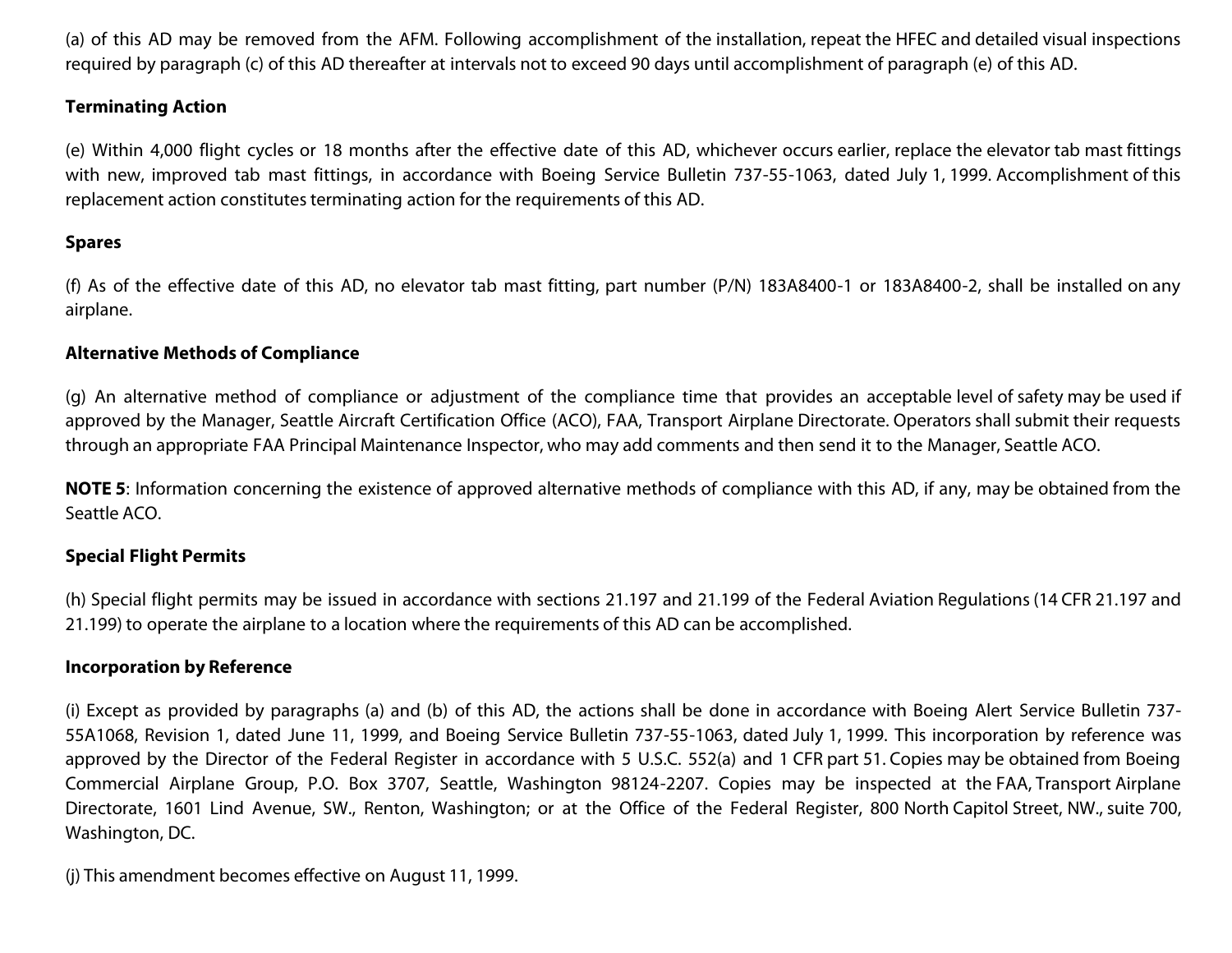(a) of this AD may be removed from the AFM. Following accomplishment of the installation, repeat the HFEC and detailed visual inspections required by paragraph (c) of this AD thereafter at intervals not to exceed 90 days until accomplishment of paragraph (e) of this AD.

**Terminating Action**

(e) Within 4,000 flight cycles or 18 months after the effective date of this AD, whichever occurs earlier, replace the elevator tab mast fittings with new, improved tab mast fittings, in accordance with Boeing Service Bulletin 737-55-1063, dated July 1, 1999. Accomplishment of this replacement action constitutes terminating action for the requirements of this AD.

**Spares**

(f) As of the effective date of this AD, no elevator tab mast fitting, part number (P/N) 183A8400-1 or 183A8400-2, shall be installed on any airplane.

**Alternative Methods of Compliance**

(g) An alternative method of compliance or adjustment of the compliance time that provides an acceptable level of safety may be used if approved by the Manager, Seattle Aircraft Certification Office (ACO), FAA, Transport Airplane Directorate. Operators shall submit their requests through an appropriate FAA Principal Maintenance Inspector, who may add comments and then send it to the Manager, Seattle ACO.

**NOTE 5**: Information concerning the existence of approved alternative methods of compliance with this AD, if any, may be obtained from the Seattle ACO.

**Special Flight Permits**

(h) Special flight permits may be issued in accordance with sections 21.197 and 21.199 of the Federal Aviation Regulations (14 CFR 21.197 and 21.199) to operate the airplane to a location where the requirements of this AD can be accomplished.

**Incorporation by Reference**

(i) Except as provided by paragraphs (a) and (b) of this AD, the actions shall be done in accordance with Boeing Alert Service Bulletin 737-55A1068, Revision 1, dated June 11, 1999, and Boeing Service Bulletin 737-55-1063, dated July 1, 1999. This incorporation by reference was approved by the Director of the Federal Register in accordance with 5 U.S.C. 552(a) and 1 CFR part 51. Copies may be obtained from Boeing Commercial Airplane Group, P.O. Box 3707, Seattle, Washington 98124-2207. Copies may be inspected at the FAA, Transport Airplane Directorate, 1601 Lind Avenue, SW., Renton, Washington; or at the Office of the Federal Register, 800 North Capitol Street, NW., suite 700, Washington, DC.

(j) This amendment becomes effective on August 11, 1999.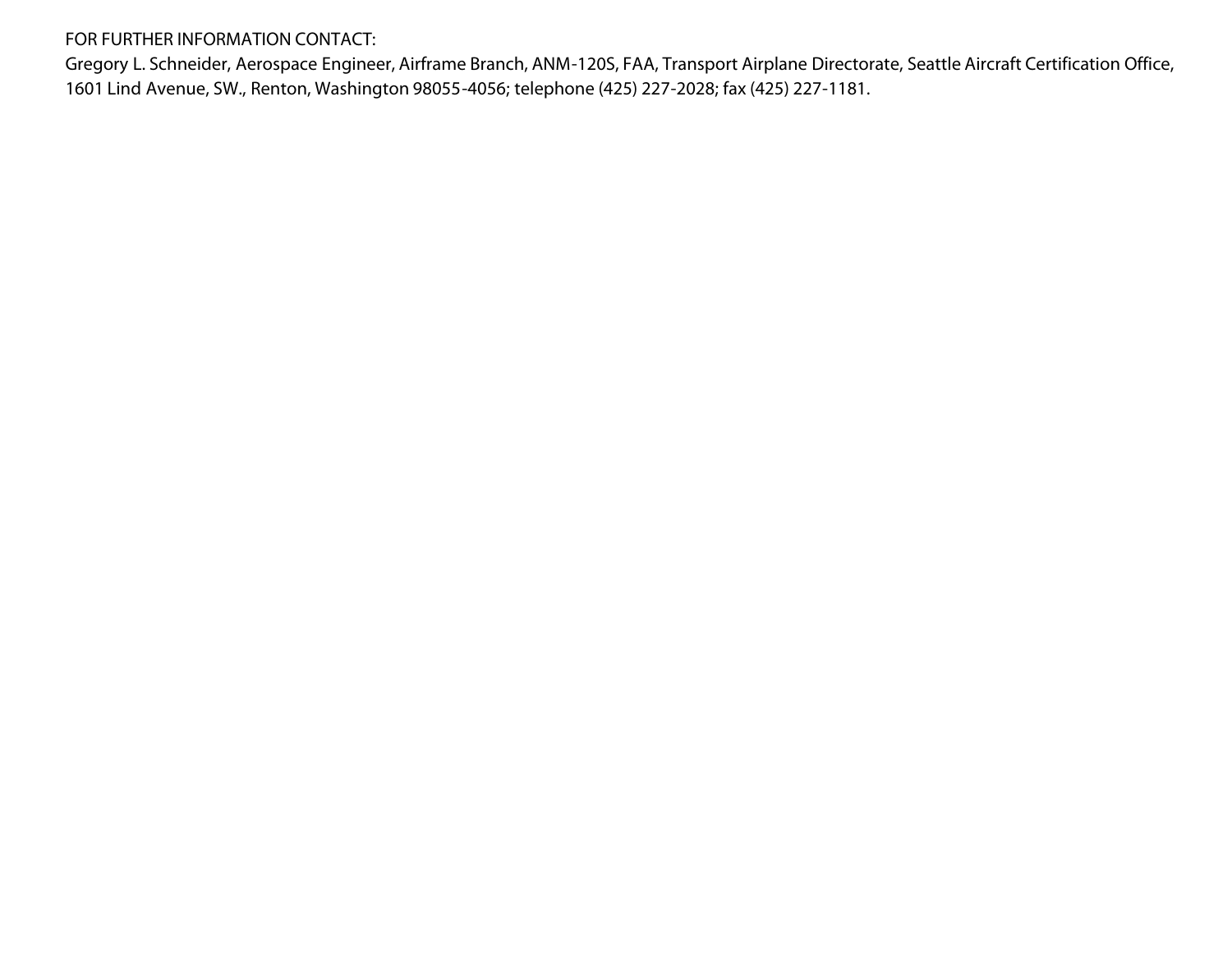FOR FURTHER INFORMATION CONTACT:

Gregory L. Schneider, Aerospace Engineer, Airframe Branch, ANM-120S, FAA, Transport Airplane Directorate, Seattle Aircraft Certification Office, 1601 Lind Avenue, SW., Renton, Washington 98055-4056; telephone (425) 227-2028; fax (425) 227-1181.